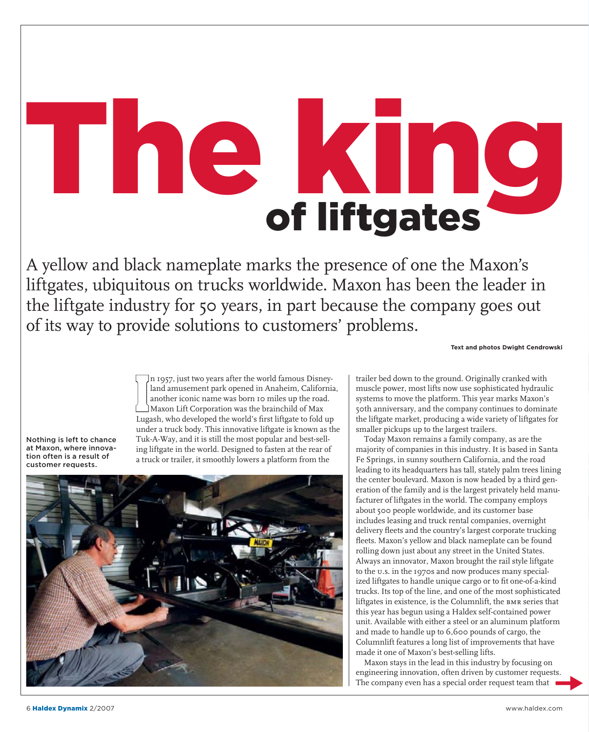# The king of liftgates

A yellow and black nameplate marks the presence of one the Maxon's liftgates, ubiquitous on trucks worldwide. Maxon has been the leader in the liftgate industry for 50 years, in part because the company goes out of its way to provide solutions to customers' problems.

**Text and photos Dwight Cendrowski**

In 1957, just two years after the world famous Disneyland amusement park opened in Anaheim, California, another iconic name was born 10 miles up the road. Maxon Lift Corporation was the brainchild of Max Lugash, who developed the world's first liftgate to fold up under a truck body. This innovative liftgate is known as the Tuk-A-Way, and it is still the most popular and best-selling liftgate in the world. Designed to fasten at the rear of a truck or trailer, it smoothly lowers a platform from the trailer bed down to the ground. Originally cranked with muscle power, most lifts now use sophisticated hydraulic systems to move the platform. This year marks Maxon's 50th anniversary, and the company continues to dominate the liftgate market, producing a wide variety of liftgates for smaller pickups up to the largest trailers.

Nothing is left to chance at Maxon, where innovation often is a result of customer requests.

Today Maxon remains a family company, as are the majority of companies in this industry. It is based in Santa Fe Springs, in sunny southern California, and the road leading to its headquarters has tall, stately palm trees lining the center boulevard. Maxon is now headed by a third generation of the family and is the largest privately held manufacturer of liftgates in the world. The company employs about 500 people worldwide, and its customer base includes leasing and truck rental companies, overnight delivery fleets and the country's largest corporate trucking fleets. Maxon's yellow and black nameplate can be found rolling down just about any street in the United States. Always an innovator, Maxon brought the rail style liftgate to the U.S. in the 1970s and now produces many specialized liftgates to handle unique cargo or to fit one-of-a-kind trucks. Its top of the line, and one of the most sophisticated liftgates in existence, is the Columnlift, the BMR series that this year has begun using a Haldex self-contained power unit. Available with either a steel or an aluminum platform and made to handle up to 6,600 pounds of cargo, the Columnlift features a long list of improvements that have made it one of Maxon's best-selling lifts.

Maxon stays in the lead in this industry by focusing on engineering innovation, often driven by customer requests. The company even has a special order request team that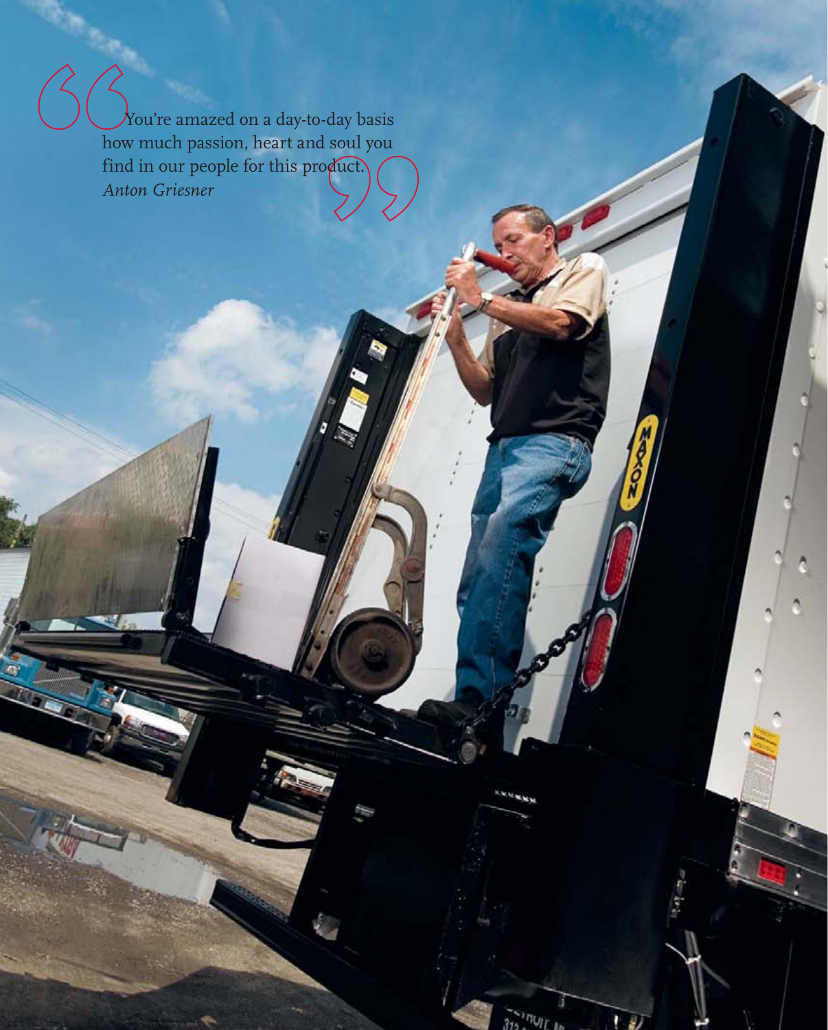> You're amazed on a day-to-day basis how much passion, heart and soul you find in our people for this product.
>
> *Anton Griesner*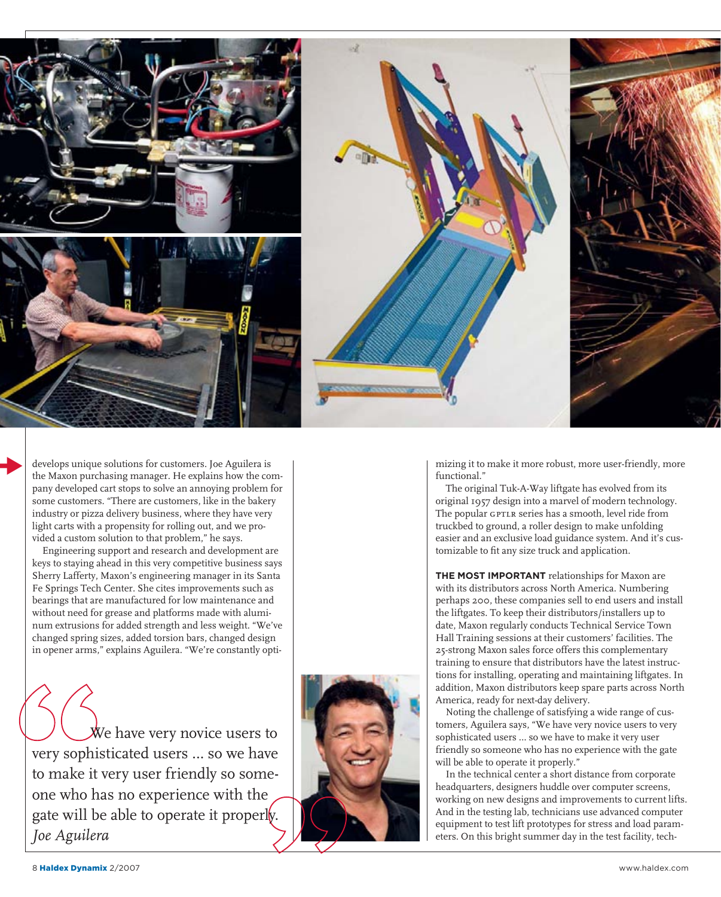develops unique solutions for customers. Joe Aguilera is the Maxon purchasing manager. He explains how the company developed cart stops to solve an annoying problem for some customers. "There are customers, like in the bakery industry or pizza delivery business, where they have very light carts with a propensity for rolling out, and we provided a custom solution to that problem," he says.

Engineering support and research and development are keys to staying ahead in this very competitive business says Sherry Lafferty, Maxon's engineering manager in its Santa Fe Springs Tech Center. She cites improvements such as bearings that are manufactured for low maintenance and without need for grease and platforms made with aluminum extrusions for added strength and less weight. "We've changed spring sizes, added torsion bars, changed design in opener arms," explains Aguilera. "We're constantly optimizing it to make it more robust, more user-friendly, more functional."

The original Tuk-A-Way liftgate has evolved from its original 1957 design into a marvel of modern technology. The popular GPTLR series has a smooth, level ride from truckbed to ground, a roller design to make unfolding easier and an exclusive load guidance system. And it's customizable to fit any size truck and application.

> We have very novice users to very sophisticated users ... so we have to make it very user friendly so someone who has no experience with the gate will be able to operate it properly.
> *Joe Aguilera*

**THE MOST IMPORTANT** relationships for Maxon are with its distributors across North America. Numbering perhaps 200, these companies sell to end users and install the liftgates. To keep their distributors/installers up to date, Maxon regularly conducts Technical Service Town Hall Training sessions at their customers' facilities. The 25-strong Maxon sales force offers this complementary training to ensure that distributors have the latest instructions for installing, operating and maintaining liftgates. In addition, Maxon distributors keep spare parts across North America, ready for next-day delivery.

Noting the challenge of satisfying a wide range of customers, Aguilera says, "We have very novice users to very sophisticated users ... so we have to make it very user friendly so someone who has no experience with the gate will be able to operate it properly."

In the technical center a short distance from corporate headquarters, designers huddle over computer screens, working on new designs and improvements to current lifts. And in the testing lab, technicians use advanced computer equipment to test lift prototypes for stress and load parameters. On this bright summer day in the test facility, tech-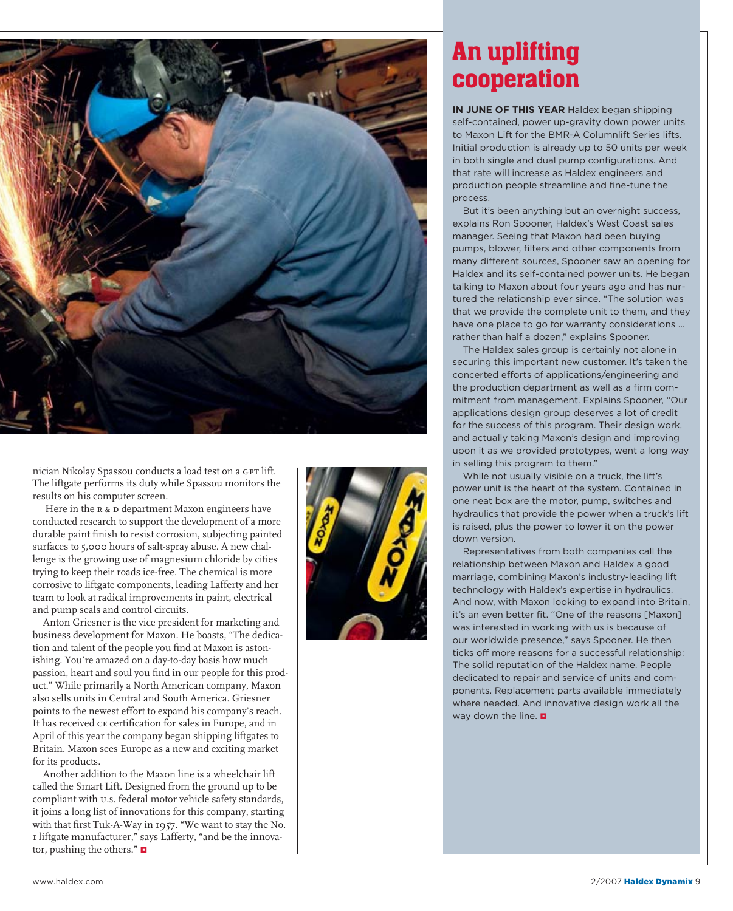nician Nikolay Spassou conducts a load test on a GPT lift. The liftgate performs its duty while Spassou monitors the results on his computer screen.

Here in the R & D department Maxon engineers have conducted research to support the development of a more durable paint finish to resist corrosion, subjecting painted surfaces to 5,000 hours of salt-spray abuse. A new challenge is the growing use of magnesium chloride by cities trying to keep their roads ice-free. The chemical is more corrosive to liftgate components, leading Lafferty and her team to look at radical improvements in paint, electrical and pump seals and control circuits.

Anton Griesner is the vice president for marketing and business development for Maxon. He boasts, "The dedication and talent of the people you find at Maxon is astonishing. You're amazed on a day-to-day basis how much passion, heart and soul you find in our people for this product." While primarily a North American company, Maxon also sells units in Central and South America. Griesner points to the newest effort to expand his company's reach. It has received CE certification for sales in Europe, and in April of this year the company began shipping liftgates to Britain. Maxon sees Europe as a new and exciting market for its products.

Another addition to the Maxon line is a wheelchair lift called the Smart Lift. Designed from the ground up to be compliant with U.S. federal motor vehicle safety standards, it joins a long list of innovations for this company, starting with that first Tuk-A-Way in 1957. "We want to stay the No. 1 liftgate manufacturer," says Lafferty, "and be the innovator, pushing the others."

# An uplifting cooperation

**IN JUNE OF THIS YEAR** Haldex began shipping self-contained, power up-gravity down power units to Maxon Lift for the BMR-A Columnlift Series lifts. Initial production is already up to 50 units per week in both single and dual pump configurations. And that rate will increase as Haldex engineers and production people streamline and fine-tune the process.

But it's been anything but an overnight success, explains Ron Spooner, Haldex's West Coast sales manager. Seeing that Maxon had been buying pumps, blower, filters and other components from many different sources, Spooner saw an opening for Haldex and its self-contained power units. He began talking to Maxon about four years ago and has nurtured the relationship ever since. "The solution was that we provide the complete unit to them, and they have one place to go for warranty considerations … rather than half a dozen," explains Spooner.

The Haldex sales group is certainly not alone in securing this important new customer. It's taken the concerted efforts of applications/engineering and the production department as well as a firm commitment from management. Explains Spooner, "Our applications design group deserves a lot of credit for the success of this program. Their design work, and actually taking Maxon's design and improving upon it as we provided prototypes, went a long way in selling this program to them."

While not usually visible on a truck, the lift's power unit is the heart of the system. Contained in one neat box are the motor, pump, switches and hydraulics that provide the power when a truck's lift is raised, plus the power to lower it on the power down version.

Representatives from both companies call the relationship between Maxon and Haldex a good marriage, combining Maxon's industry-leading lift technology with Haldex's expertise in hydraulics. And now, with Maxon looking to expand into Britain, it's an even better fit. "One of the reasons [Maxon] was interested in working with us is because of our worldwide presence," says Spooner. He then ticks off more reasons for a successful relationship: The solid reputation of the Haldex name. People dedicated to repair and service of units and components. Replacement parts available immediately where needed. And innovative design work all the way down the line.